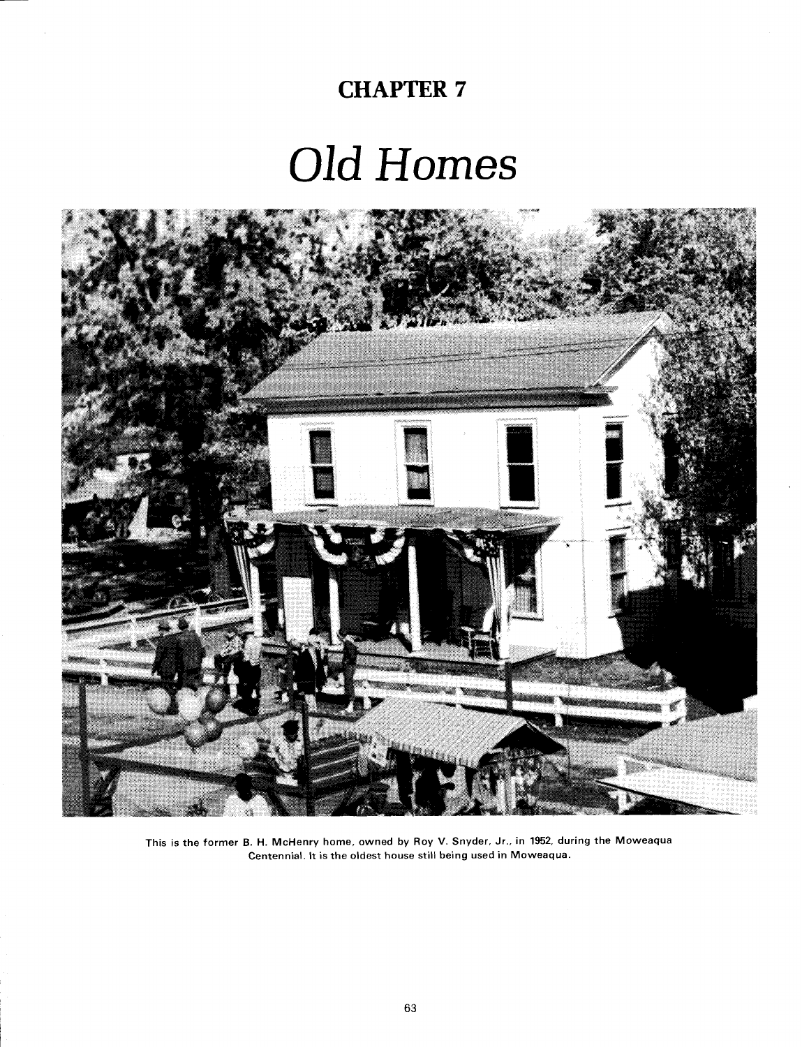# CHAPTER 7

# *Old Homes*

This is the former B. H. McHenry home, owned by Roy V. Snyder, Jr., in 1952, during the Moweaqua Centennial. It is the oldest house still being used in Moweaqua.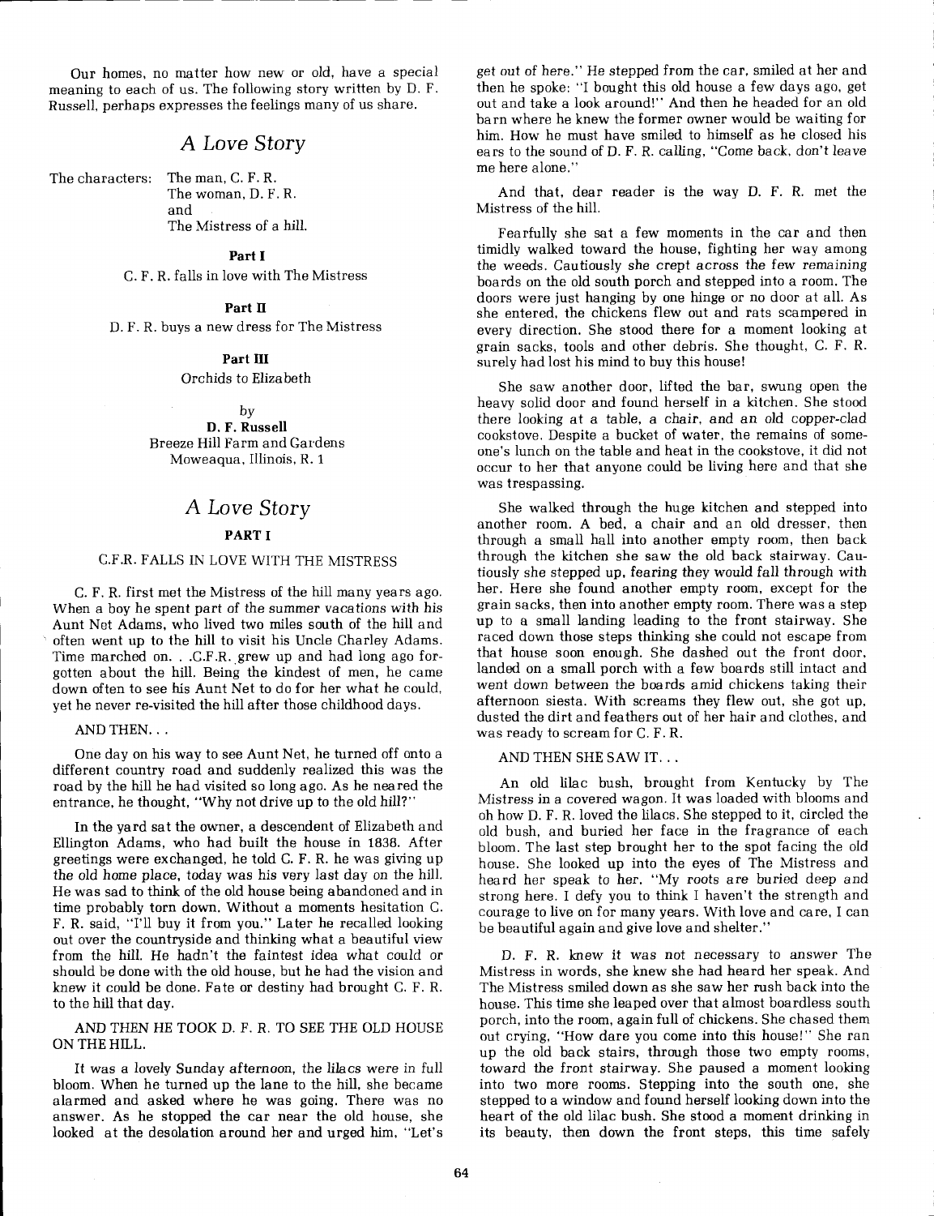Our homes, no matter how new or old, have a special meaning to each of us. The following story written by D. F. Russell, perhaps expresses the feelings many of us share.

# A Love Story

The characters: The man, C. F. R.
The woman, D. F. R.
and
The Mistress of a hill.

**Part I**

C. F. R. falls in love with The Mistress

**Part II**

D. F. R. buys a new dress for The Mistress

**Part III**

Orchids to Elizabeth

by

**D. F. Russell**
Breeze Hill Farm and Gardens
Moweaqua, Illinois, R. 1

# A Love Story

## PART I

### C.F.R. FALLS IN LOVE WITH THE MISTRESS

C. F. R. first met the Mistress of the hill many years ago. When a boy he spent part of the summer vacations with his Aunt Net Adams, who lived two miles south of the hill and often went up to the hill to visit his Uncle Charley Adams. Time marched on. . .C.F.R. grew up and had long ago forgotten about the hill. Being the kindest of men, he came down often to see his Aunt Net to do for her what he could, yet he never re-visited the hill after those childhood days.

AND THEN. . .

One day on his way to see Aunt Net, he turned off onto a different country road and suddenly realized this was the road by the hill he had visited so long ago. As he neared the entrance, he thought, "Why not drive up to the old hill?"

In the yard sat the owner, a descendent of Elizabeth and Ellington Adams, who had built the house in 1838. After greetings were exchanged, he told C. F. R. he was giving up the old home place, today was his very last day on the hill. He was sad to think of the old house being abandoned and in time probably torn down. Without a moments hesitation C. F. R. said, "I'll buy it from you." Later he recalled looking out over the countryside and thinking what a beautiful view from the hill. He hadn't the faintest idea what could or should be done with the old house, but he had the vision and knew it could be done. Fate or destiny had brought C. F. R. to the hill that day.

AND THEN HE TOOK D. F. R. TO SEE THE OLD HOUSE ON THE HILL.

It was a lovely Sunday afternoon, the lilacs were in full bloom. When he turned up the lane to the hill, she became alarmed and asked where he was going. There was no answer. As he stopped the car near the old house, she looked at the desolation around her and urged him, "Let's get out of here." He stepped from the car, smiled at her and then he spoke: "I bought this old house a few days ago, get out and take a look around!" And then he headed for an old barn where he knew the former owner would be waiting for him. How he must have smiled to himself as he closed his ears to the sound of D. F. R. calling, "Come back, don't leave me here alone."

And that, dear reader is the way D. F. R. met the Mistress of the hill.

Fearfully she sat a few moments in the car and then timidly walked toward the house, fighting her way among the weeds. Cautiously she crept across the few remaining boards on the old south porch and stepped into a room. The doors were just hanging by one hinge or no door at all. As she entered, the chickens flew out and rats scampered in every direction. She stood there for a moment looking at grain sacks, tools and other debris. She thought, C. F. R. surely had lost his mind to buy this house!

She saw another door, lifted the bar, swung open the heavy solid door and found herself in a kitchen. She stood there looking at a table, a chair, and an old copper-clad cookstove. Despite a bucket of water, the remains of someone's lunch on the table and heat in the cookstove, it did not occur to her that anyone could be living here and that she was trespassing.

She walked through the huge kitchen and stepped into another room. A bed, a chair and an old dresser, then through a small hall into another empty room, then back through the kitchen she saw the old back stairway. Cautiously she stepped up, fearing they would fall through with her. Here she found another empty room, except for the grain sacks, then into another empty room. There was a step up to a small landing leading to the front stairway. She raced down those steps thinking she could not escape from that house soon enough. She dashed out the front door, landed on a small porch with a few boards still intact and went down between the boards amid chickens taking their afternoon siesta. With screams they flew out, she got up, dusted the dirt and feathers out of her hair and clothes, and was ready to scream for C. F. R.

AND THEN SHE SAW IT. . .

An old lilac bush, brought from Kentucky by The Mistress in a covered wagon. It was loaded with blooms and oh how D. F. R. loved the lilacs. She stepped to it, circled the old bush, and buried her face in the fragrance of each bloom. The last step brought her to the spot facing the old house. She looked up into the eyes of The Mistress and heard her speak to her. "My roots are buried deep and strong here. I defy you to think I haven't the strength and courage to live on for many years. With love and care, I can be beautiful again and give love and shelter."

D. F. R. knew it was not necessary to answer The Mistress in words, she knew she had heard her speak. And The Mistress smiled down as she saw her rush back into the house. This time she leaped over that almost boardless south porch, into the room, again full of chickens. She chased them out crying, "How dare you come into this house!" She ran up the old back stairs, through those two empty rooms, toward the front stairway. She paused a moment looking into two more rooms. Stepping into the south one, she stepped to a window and found herself looking down into the heart of the old lilac bush. She stood a moment drinking in its beauty, then down the front steps, this time safely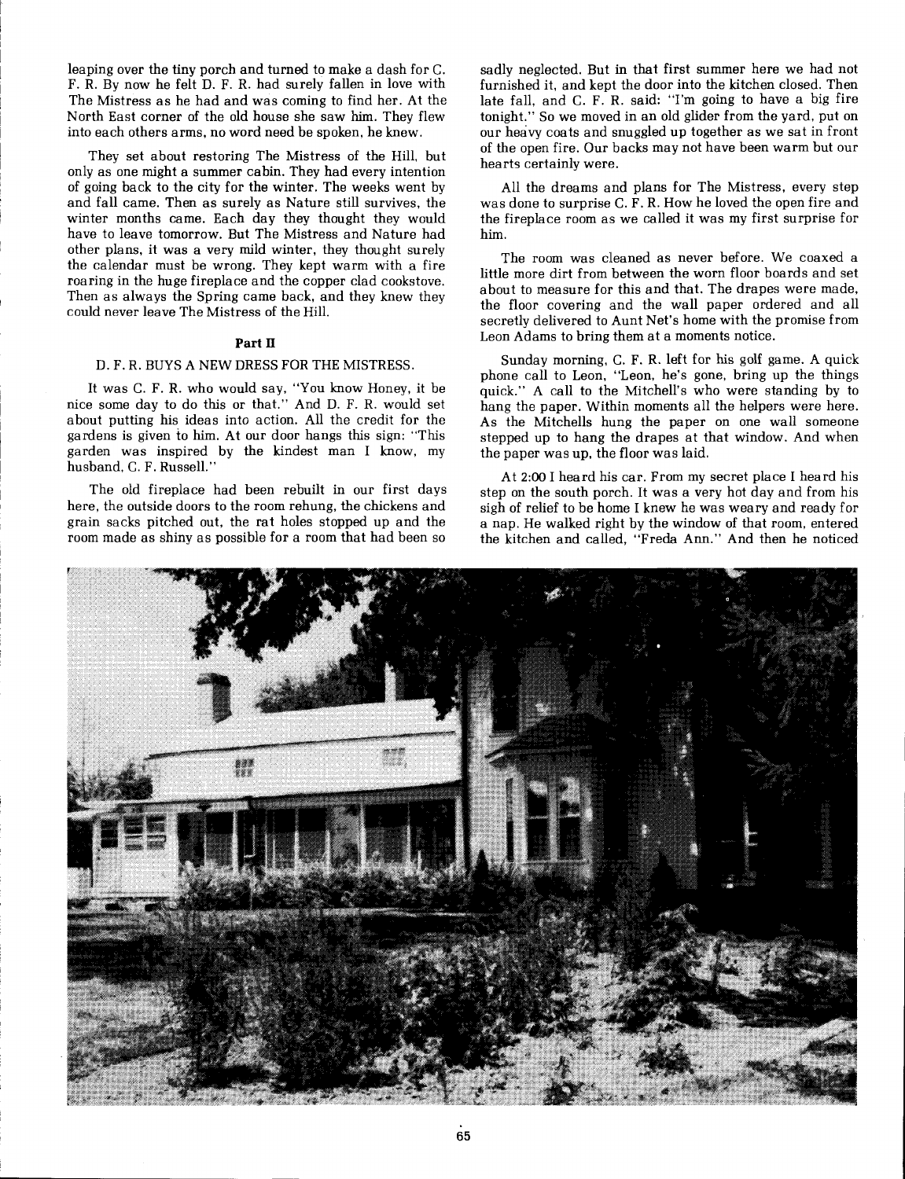leaping over the tiny porch and turned to make a dash for C. F. R. By now he felt D. F. R. had surely fallen in love with The Mistress as he had and was coming to find her. At the North East corner of the old house she saw him. They flew into each others arms, no word need be spoken, he knew.

They set about restoring The Mistress of the Hill, but only as one might a summer cabin. They had every intention of going back to the city for the winter. The weeks went by and fall came. Then as surely as Nature still survives, the winter months came. Each day they thought they would have to leave tomorrow. But The Mistress and Nature had other plans, it was a very mild winter, they thought surely the calendar must be wrong. They kept warm with a fire roaring in the huge fireplace and the copper clad cookstove. Then as always the Spring came back, and they knew they could never leave The Mistress of the Hill.

#### Part II

D. F. R. BUYS A NEW DRESS FOR THE MISTRESS.

It was C. F. R. who would say, "You know Honey, it be nice some day to do this or that." And D. F. R. would set about putting his ideas into action. All the credit for the gardens is given to him. At our door hangs this sign: "This garden was inspired by the kindest man I know, my husband, C. F. Russell."

The old fireplace had been rebuilt in our first days here, the outside doors to the room rehung, the chickens and grain sacks pitched out, the rat holes stopped up and the room made as shiny as possible for a room that had been so sadly neglected. But in that first summer here we had not furnished it, and kept the door into the kitchen closed. Then late fall, and C. F. R. said: "I'm going to have a big fire tonight." So we moved in an old glider from the yard, put on our heavy coats and snuggled up together as we sat in front of the open fire. Our backs may not have been warm but our hearts certainly were.

All the dreams and plans for The Mistress, every step was done to surprise C. F. R. How he loved the open fire and the fireplace room as we called it was my first surprise for him.

The room was cleaned as never before. We coaxed a little more dirt from between the worn floor boards and set about to measure for this and that. The drapes were made, the floor covering and the wall paper ordered and all secretly delivered to Aunt Net's home with the promise from Leon Adams to bring them at a moments notice.

Sunday morning, C. F. R. left for his golf game. A quick phone call to Leon, "Leon, he's gone, bring up the things quick." A call to the Mitchell's who were standing by to hang the paper. Within moments all the helpers were here. As the Mitchells hung the paper on one wall someone stepped up to hang the drapes at that window. And when the paper was up, the floor was laid.

At 2:00 I heard his car. From my secret place I heard his step on the south porch. It was a very hot day and from his sigh of relief to be home I knew he was weary and ready for a nap. He walked right by the window of that room, entered the kitchen and called, "Freda Ann." And then he noticed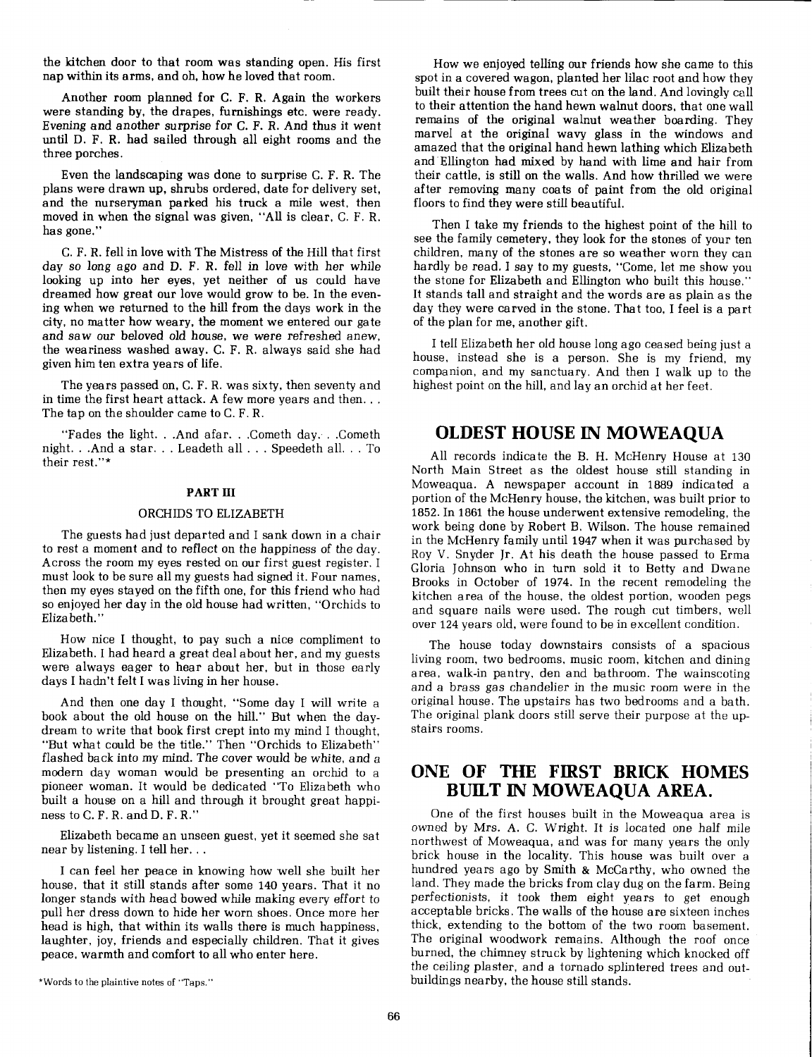the kitchen door to that room was standing open. His first nap within its arms, and oh, how he loved that room.

Another room planned for C. F. R. Again the workers were standing by, the drapes, furnishings etc. were ready. Evening and another surprise for C. F. R. And thus it went until D. F. R. had sailed through all eight rooms and the three porches.

Even the landscaping was done to surprise C. F. R. The plans were drawn up, shrubs ordered, date for delivery set, and the nurseryman parked his truck a mile west, then moved in when the signal was given, "All is clear, C. F. R. has gone."

C. F. R. fell in love with The Mistress of the Hill that first day so long ago and D. F. R. fell in love with her while looking up into her eyes, yet neither of us could have dreamed how great our love would grow to be. In the evening when we returned to the hill from the days work in the city, no matter how weary, the moment we entered our gate and saw our beloved old house, we were refreshed anew, the weariness washed away. C. F. R. always said she had given him ten extra years of life.

The years passed on, C. F. R. was sixty, then seventy and in time the first heart attack. A few more years and then. . . The tap on the shoulder came to C. F. R.

"Fades the light. . .And afar. . .Cometh day. . .Cometh night. . .And a star. . . Leadeth all . . . Speedeth all. . . To their rest."*

#### PART III

ORCHIDS TO ELIZABETH

The guests had just departed and I sank down in a chair to rest a moment and to reflect on the happiness of the day. Across the room my eyes rested on our first guest register. I must look to be sure all my guests had signed it. Four names, then my eyes stayed on the fifth one, for this friend who had so enjoyed her day in the old house had written, "Orchids to Elizabeth."

How nice I thought, to pay such a nice compliment to Elizabeth. I had heard a great deal about her, and my guests were always eager to hear about her, but in those early days I hadn't felt I was living in her house.

And then one day I thought, "Some day I will write a book about the old house on the hill." But when the daydream to write that book first crept into my mind I thought, "But what could be the title." Then "Orchids to Elizabeth" flashed back into my mind. The cover would be white, and a modern day woman would be presenting an orchid to a pioneer woman. It would be dedicated "To Elizabeth who built a house on a hill and through it brought great happiness to C. F. R. and D. F. R."

Elizabeth became an unseen guest, yet it seemed she sat near by listening. I tell her. . .

I can feel her peace in knowing how well she built her house, that it still stands after some 140 years. That it no longer stands with head bowed while making every effort to pull her dress down to hide her worn shoes. Once more her head is high, that within its walls there is much happiness, laughter, joy, friends and especially children. That it gives peace, warmth and comfort to all who enter here.

*Words to the plaintive notes of "Taps."

How we enjoyed telling our friends how she came to this spot in a covered wagon, planted her lilac root and how they built their house from trees cut on the land. And lovingly call to their attention the hand hewn walnut doors, that one wall remains of the original walnut weather boarding. They marvel at the original wavy glass in the windows and amazed that the original hand hewn lathing which Elizabeth and Ellington had mixed by hand with lime and hair from their cattle, is still on the walls. And how thrilled we were after removing many coats of paint from the old original floors to find they were still beautiful.

Then I take my friends to the highest point of the hill to see the family cemetery, they look for the stones of your ten children, many of the stones are so weather worn they can hardly be read. I say to my guests, "Come, let me show you the stone for Elizabeth and Ellington who built this house." It stands tall and straight and the words are as plain as the day they were carved in the stone. That too, I feel is a part of the plan for me, another gift.

I tell Elizabeth her old house long ago ceased being just a house, instead she is a person. She is my friend, my companion, and my sanctuary. And then I walk up to the highest point on the hill, and lay an orchid at her feet.

## OLDEST HOUSE IN MOWEAQUA

All records indicate the B. H. McHenry House at 130 North Main Street as the oldest house still standing in Moweaqua. A newspaper account in 1889 indicated a portion of the McHenry house, the kitchen, was built prior to 1852. In 1861 the house underwent extensive remodeling, the work being done by Robert B. Wilson. The house remained in the McHenry family until 1947 when it was purchased by Roy V. Snyder Jr. At his death the house passed to Erma Gloria Johnson who in turn sold it to Betty and Dwane Brooks in October of 1974. In the recent remodeling the kitchen area of the house, the oldest portion, wooden pegs and square nails were used. The rough cut timbers, well over 124 years old, were found to be in excellent condition.

The house today downstairs consists of a spacious living room, two bedrooms, music room, kitchen and dining area, walk-in pantry, den and bathroom. The wainscoting and a brass gas chandelier in the music room were in the original house. The upstairs has two bedrooms and a bath. The original plank doors still serve their purpose at the upstairs rooms.

## ONE OF THE FIRST BRICK HOMES BUILT IN MOWEAQUA AREA.

One of the first houses built in the Moweaqua area is owned by Mrs. A. C. Wright. It is located one half mile northwest of Moweaqua, and was for many years the only brick house in the locality. This house was built over a hundred years ago by Smith & McCarthy, who owned the land. They made the bricks from clay dug on the farm. Being perfectionists, it took them eight years to get enough acceptable bricks. The walls of the house are sixteen inches thick, extending to the bottom of the two room basement. The original woodwork remains. Although the roof once burned, the chimney struck by lightening which knocked off the ceiling plaster, and a tornado splintered trees and outbuildings nearby, the house still stands.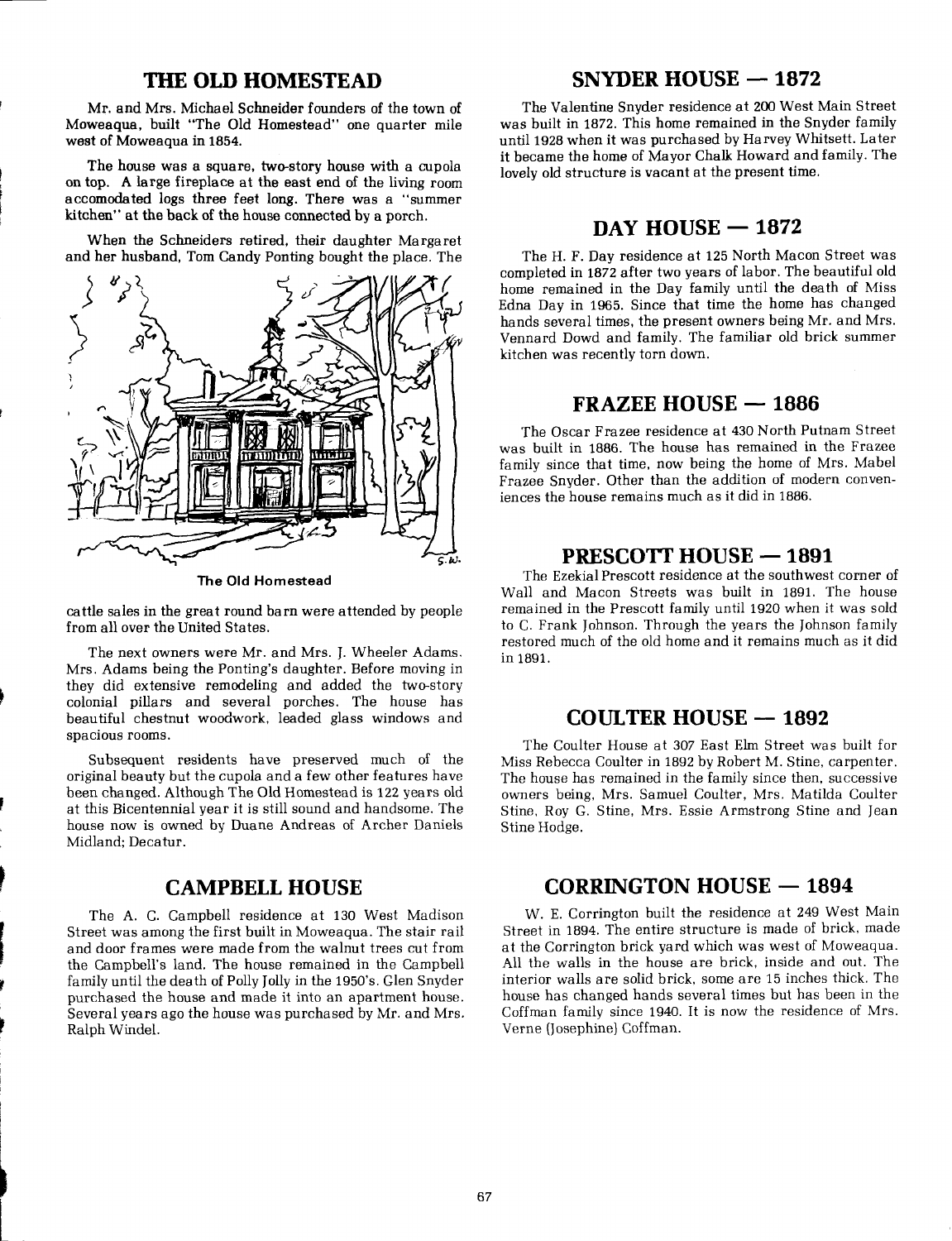## THE OLD HOMESTEAD

Mr. and Mrs. Michael Schneider founders of the town of Moweaqua, built "The Old Homestead" one quarter mile west of Moweaqua in 1854.

The house was a square, two-story house with a cupola on top. A large fireplace at the east end of the living room accomodated logs three feet long. There was a "summer kitchen" at the back of the house connected by a porch.

When the Schneiders retired, their daughter Margaret and her husband, Tom Candy Ponting bought the place. The cattle sales in the great round barn were attended by people from all over the United States.

The Old Homestead

The next owners were Mr. and Mrs. J. Wheeler Adams. Mrs. Adams being the Ponting's daughter. Before moving in they did extensive remodeling and added the two-story colonial pillars and several porches. The house has beautiful chestnut woodwork, leaded glass windows and spacious rooms.

Subsequent residents have preserved much of the original beauty but the cupola and a few other features have been changed. Although The Old Homestead is 122 years old at this Bicentennial year it is still sound and handsome. The house now is owned by Duane Andreas of Archer Daniels Midland; Decatur.

## CAMPBELL HOUSE

The A. C. Campbell residence at 130 West Madison Street was among the first built in Moweaqua. The stair rail and door frames were made from the walnut trees cut from the Campbell's land. The house remained in the Campbell family until the death of Polly Jolly in the 1950's. Glen Snyder purchased the house and made it into an apartment house. Several years ago the house was purchased by Mr. and Mrs. Ralph Windel.

## SNYDER HOUSE — 1872

The Valentine Snyder residence at 200 West Main Street was built in 1872. This home remained in the Snyder family until 1928 when it was purchased by Harvey Whitsett. Later it became the home of Mayor Chalk Howard and family. The lovely old structure is vacant at the present time.

## DAY HOUSE — 1872

The H. F. Day residence at 125 North Macon Street was completed in 1872 after two years of labor. The beautiful old home remained in the Day family until the death of Miss Edna Day in 1965. Since that time the home has changed hands several times, the present owners being Mr. and Mrs. Vennard Dowd and family. The familiar old brick summer kitchen was recently torn down.

## FRAZEE HOUSE — 1886

The Oscar Frazee residence at 430 North Putnam Street was built in 1886. The house has remained in the Frazee family since that time, now being the home of Mrs. Mabel Frazee Snyder. Other than the addition of modern conveniences the house remains much as it did in 1886.

## PRESCOTT HOUSE — 1891

The Ezekial Prescott residence at the southwest corner of Wall and Macon Streets was built in 1891. The house remained in the Prescott family until 1920 when it was sold to C. Frank Johnson. Through the years the Johnson family restored much of the old home and it remains much as it did in 1891.

## COULTER HOUSE — 1892

The Coulter House at 307 East Elm Street was built for Miss Rebecca Coulter in 1892 by Robert M. Stine, carpenter. The house has remained in the family since then, successive owners being, Mrs. Samuel Coulter, Mrs. Matilda Coulter Stine, Roy G. Stine, Mrs. Essie Armstrong Stine and Jean Stine Hodge.

## CORRINGTON HOUSE — 1894

W. E. Corrington built the residence at 249 West Main Street in 1894. The entire structure is made of brick, made at the Corrington brick yard which was west of Moweaqua. All the walls in the house are brick, inside and out. The interior walls are solid brick, some are 15 inches thick. The house has changed hands several times but has been in the Coffman family since 1940. It is now the residence of Mrs. Verne (Josephine) Coffman.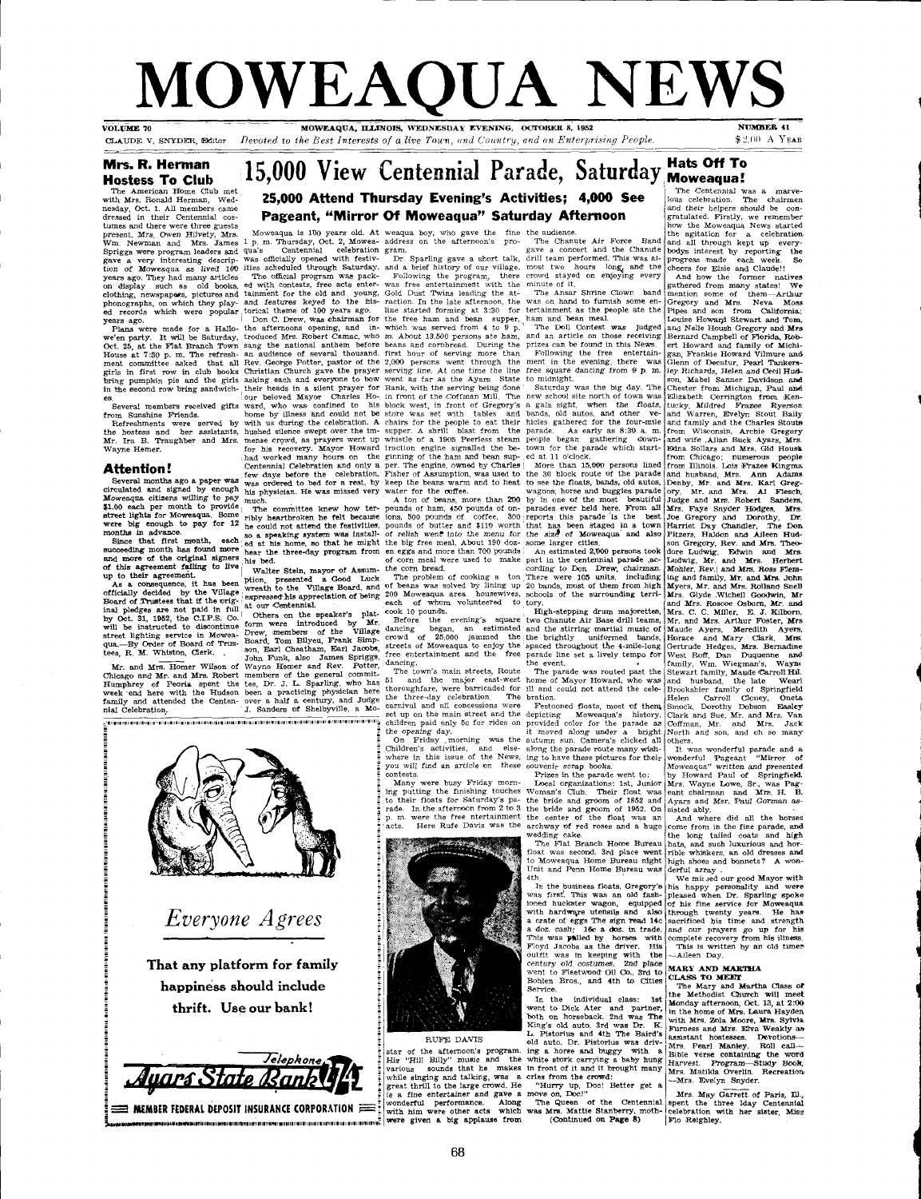# MOWEAQUA NEWS

VOLUME 70 — MOWEAQUA, ILLINOIS, WEDNESDAY EVENING, OCTOBER 8, 1952 — NUMBER 41

CLAUDE V. SNYDER, Editor — *Devoted to the Best Interests of a live Town, and Country, and an Enterprising People.* — $2.00 A YEAR

## Mrs. R. Herman Hostess To Club

The American Home Club met with Mrs. Ronald Herman, Wednesday, Oct. 1. All members came dressed in their Centennial costumes and there were three guests present, Mrs. Owen Hilvety, Mrs. Wm. Newman and Mrs. James Spriggs were program leaders and gave a very interesting description of Moweaqua as lived 100 years ago. They had many articles on display such as old books, clothing, newspapers, pictures and phonographs, on which they played records which were popular years ago.

Plans were made for a Hallowe'en party. It will be Saturday, Oct. 25, at the Flat Branch Town House at 7:30 p. m. The refreshment committee asked that all girls in first row in club books bring pumpkin pie and the girls in the second row bring sandwiches.

Several members received gifts from Sunshine Friends.

Refreshments were served by the hostess and her assistants, Mr. Ira B. Traughber and Mrs. Wayne Hemer.

## Attention!

Several months ago a paper was circulated and signed by enough Moweaqua citizens willing to pay $1.00 each per month to provide street lights for Moweaqua. Some were big enough to pay for 12 months in advance.

Since that first month, each succeeding month has found more and more of the original signers of this agreement failing to live up to their agreement.

As a consequence, it has been officially decided by the Village Board of Trustees that if the original pledges are not paid in full by Oct. 31, 1952, the C.I.P.S. Co. will be instructed to discontinue street lighting service in Moweaqua.—By Order of Board of Trustees, R. M. Whiston, Clerk.

Mr. and Mrs. Homer Wilson of Chicago and Mr. and Mrs. Robert Humphrey of Peoria spent the week end here with the Hudson family and attended the Centennial Celebration.

*Everyone Agrees*

**That any platform for family happiness should include thrift. Use our bank!**

Telephone 4
Ayars State Bank

MEMBER FEDERAL DEPOSIT INSURANCE CORPORATION

# 15,000 View Centennial Parade, Saturday

## 25,000 Attend Thursday Evening's Activities; 4,000 See Pageant, "Mirror Of Moweaqua" Saturday Afternoon

Moweaqua is 100 years old. At 1 p. m. Thursday, Oct. 2, Moweaqua's Centennial celebration was officially opened with festivities scheduled through Saturday.

The official program was packed with contests, free acts entertainment for the old and young, and features keyed to the historical theme of 100 years ago.

Don C. Drew, was chairman for the afternoons opening, and introduced Mrs. Robert Csmac, who sang the national anthem before an audience of several thousand. Rev. George Potter, pastor of the Christian Church gave the prayer asking each and everyone to bow their heads in a silent prayer for our beloved Mayor Charles Howard, who was confined to his home by illness and could not be with us during the celebration. A hushed silence swept over the immense crowd, as prayers went up for his recovery. Mayor Howard had worked many hours on the Centennial Celebration and only a few days before the celebration, was ordered to bed for a rest, by his physician. He was missed very much.

The committee knew how terribly heartbroken he felt because he could not attend the festivities, so a speaking system was installed at his home, so that he might hear the three-day program from his bed.

Walter Stein, mayor of Assumption, presented a Good Luck wreath to the Village Board, and expressed his appreciation of being at our Centennial.

Others on the speaker's platform were introduced by Mr. Drew, members of the Village Board, Tom Bilyeu, Frank Simpson, Earl Cheatham, Earl Jacobs, John Funk, also James Spriggs, Wayne Hemer and Rev. Potter, members of the general committee, Dr. J. L. Sparling, who has been a practicing physician here over a half a century, and Judge J. Sanders of Shelbyville, a Moweaqua boy, who gave the fine address on the afternoon's program.

Dr. Sparling gave a short talk, and a brief history of our village.

Following the program, there was free entertainment with the Gold Dust Twins leading the attraction. In the late afternoon, the line started forming at 3:30 for the free ham and bean supper, which was served from 4 to 9 p. m. About 13,500 persons ate ham, beans and cornbread. During the first hour of serving more than 2,000 persons went through the serving line. At one time the line went as far as the Ayars State Bank, with the serving being done in front of the Coffman Mill. The block west, in front of Gregory's store was set with tables and chairs for the people to eat their supper. A shrill blast from the whistle of a 1905 Peerless steam traction engine signalled the beginning of the ham and bean supper. The engine, owned by Charles Fisher of Assumption, was used to keep the beans warm and to heat water for the coffee.

A ton of beans, more than 200 pounds of ham, 450 pounds of onions, 500 pounds of coffee, 300 pounds of butter and $110 worth of relish went into the menu for the big free meal. About 190 dozen eggs and more than 700 pounds of corn meal were used to make the corn bread.

The problem of cooking a ton of beans was solved by lining up 200 Moweaqua area housewives, each of whom volunteered to cook 10 pounds.

Before the evening's square dancing began, an estimated crowd of 25,000 jammed the streets of Moweaqua to enjoy the free entertainment and the free dancing.

The town's main streets, Route 51 and the major east-west thoroughfare, were barricaded for the three-day celebration. The carnival and all concessions were set up on the main street and the children paid only 5c for rides on the opening day.

On Friday morning was the Children's activities, and elsewhere in this issue of the News, you will find an article on these contests.

Many were busy Friday morning putting the finishing touches to their floats for Saturday's parade. In the afternoon from 2 to 3 p. m. were the free ntertainment acts. Here Rufe Davis was the star of the afternoon's program. His "Hill Billy" music and the various sounds that he makes while singing and talking, was a great thrill to the large crowd. He is a fine entertainer and gave a wonderful performance. Along with him were other acts which were given a big applause from the audience.

RUFE DAVIS

The Chanute Air Force Band gave a concert and the Chanute drill team performed. This was almost two hours long, and the crowd stayed on enjoying every minute of it.

The Ansar Shrine Clown band was on hand to furnish some entertainment as the people ate the ham and bean meal.

The Doll Contest was judged and an article on those receiving prizes can be found in this News.

Following the free entertainment in the evening, there was *free square dancing from 9 p. m. to midnight.*

Saturday was the big day. The new school site north of town was a gala sight, when the floats, bands, old autos, and other vehicles gathered for the four-mile parade. As early as 8:30 a. m. people began gathering downtown for the parade which started at 11 o'clock.

More than 15,000 persons lined the 30 block route of the parade to see the floats, bands, old autos, wagons, horse and buggies parade by in one of the most beautiful parades ever held here. From all reports this parade is the best that has been staged in a town the size of Moweaqua and also some larger cities.

An estimated 2,000 persons took part in the centennial parade according to Don Drew, chairman. There were 105 units, including 20 bands, most of them from high schools of the surrounding territory.

High-stepping drum majorettes, two Chanute Air Base drill teams, and the stirring martial music of the brightly uniformed bands, spaced throughout the 4-mile-long parade line set a lively tempo for the event.

The parade was routed past the home of Mayor Howard, who was ill and could not attend the celebration.

Festooned floats, most of them depicting Moweaqua's history, provided color for the parade as it moved along under a bright autumn sun. Camera's clicked all along the parade route many wishing to have these pictures for their souvenir scrap books.

Prizes in the parade went to:

Local organizations: 1st, Junior Woman's Club. Their float was the bride and groom of 1852 and the bride and groom of 1952. On the center of the float was an archway of red roses and a huge wedding cake.

The Flat Branch Home Bureau float was second. 3rd place went to Moweaqua Home Bureau night Unit and Penn Home Bureau was 4th.

In the business floats, Gregory's was first. This was an old fashioned huckster wagon, equipped with hardware utensils and also a crate of eggs The sign read 14c a doz. cash; 16c a doz. in trade. This was pulled by horses with Floyd Jacobs as the driver. His outfit was in keeping with the *century old costumes.* 2nd place went to Fleetwood Oil Co., 3rd to Bohlen Bros., and 4th to Cities Service.

In the individual class: 1st went to Dick Ater and partner, both on horseback. 2nd was The King's old auto, 3rd was Dr. K. L. Pistorius and 4th The Baird's old auto. Dr. Pistorius was driving a horse and buggy with a white stork carrying a baby hung in front of it and it brought many cries from the crowd:

"Hurry up, Doc! Better get a move on, Doc!"

The Queen of the Centennial was Mrs. Mattie Stanberry, moth-

(Continued on Page 8)

## Hats Off To Moweaqua!

The Centennial was a marvelous celebration. The chairmen and their helpers should be congratulated. Firstly, we remember how the Moweaqua News started the agitation for a celebration and all through kept up everybodys interest by reporting the progress made each week. So cheers for Elsie and Claude!!

And how the former natives gathered from many states! We mention some of them—Arthur Gregory and Mrs. Neva Moss Pipes and son from California; Louise Howard Stewart and Tom, and Nelle Housh Gregory and Mrs Bernard Campbell of Florida, Robert Howard and family of Michigan, Frankie Howard Vilmure and Glenn of Decatur, Pearl Tankersley Richards, Helen and Cecil Hudson, Mabel Samner Davidson and Chester from Michigan, Paul and Elizabeth Corrington from Kentucky, Mildred Frazee Ryerson and Warren, Evelyn Stout Baily and family and the Charles Stouts from Wisconsin, Archie Gregory and wife Allan Buck Ayars, Mrs. Edna Sollars and Mrs. Gid Housh from Chicago; numerous people from Illinois. Lois Frazee Kingma and husband, Mrs. Ann Adams Denby, Mr. and Mrs. Karl Gregory, Mr. and Mrs. Al Flesch, Judge and Mrs. Robert Sanders, Mrs. Faye Snyder Hodges, Mrs. Joe Gregory and Dorothy, Dr. Harriet Day Chandler, The Don Fitzers, Haldon and Aileen Hudson Gregory, Rev. and Mrs. Theodore Ludwig, Edwin and Mrs. Ludwig, Mr. and Mrs. Herbert Mohler, Rev. and Mrs. Ross Fleming and family, Mr. and Mrs. John Myers, Mr. and Mrs. Rolland Snell Mrs. Glyde Wichell Goodwin, Mr and Mrs. Roscoe Osborn, Mr. and Mrs. C. C. Miller, E. J. Kilborn, Mr. and Mrs. Arthur Foster, Mrs Maude Ayers, Meredith Ayers, Horace and Mary Clark, Mrs. Gertrude Hedges, Mrs. Bernadine West Roff, Dan Duquenne and family, Wm. Wiegman's, Wayne Stewart family, Maude Carroll Hill and husband, the late Wearl Brookshier family of Springfield Helen Carroll Cloney, Oneta Smock, Dorothy Dobson Easley Clark and Sue, Mr. and Mrs. Van Coffman, Mr. and Mrs. Jack North and son, and oh so many others.

It was wonderful parade and a wonderful Pageant "Mirror of Moweaqua" written and presented by Howard Paul of Springfield. Mrs. Wayne Lowe, Sr., was Pageant chairman and Mrs. H. B. Ayars and Mrs. Paul Gorman assisted ably.

And where did all the horses come from in the fine parade, and the long tailed coats and high hats, and such luxurious and horrible whiskers, an old dresses and high shoes and bonnets? A wonderful array.

We missed our good Mayor with his happy personality and were pleased when Dr. Sparling spoke of his fine service for Moweaqua through twenty years. He has sacrificed his time and strength and our prayers go up for his complete recovery from his illness.

This is written by an old timer —Aileen Day.

### MARY AND MARTHA CLASS TO MEET

The Mary and Martha Class of the Methodist Church will meet Monday afternoon, Oct. 13, at 2:00 in the home of Mrs. Laura Hayden with Mrs. Zola Moore, Mrs. Sylvia Furness and Mrs. Elva Weakly as assistant hostesses. Devotions—Mrs. Pearl Manley. Roll call—Bible verse containing the word Harvest. Program—Study Book, Mrs. Matilda Overlin. Recreation —Mrs. Evelyn Snyder.

Mrs. May Garrett of Paris, Ill., spent the three 1day Centennial celebration with her sister, Miss Flo Reighley.